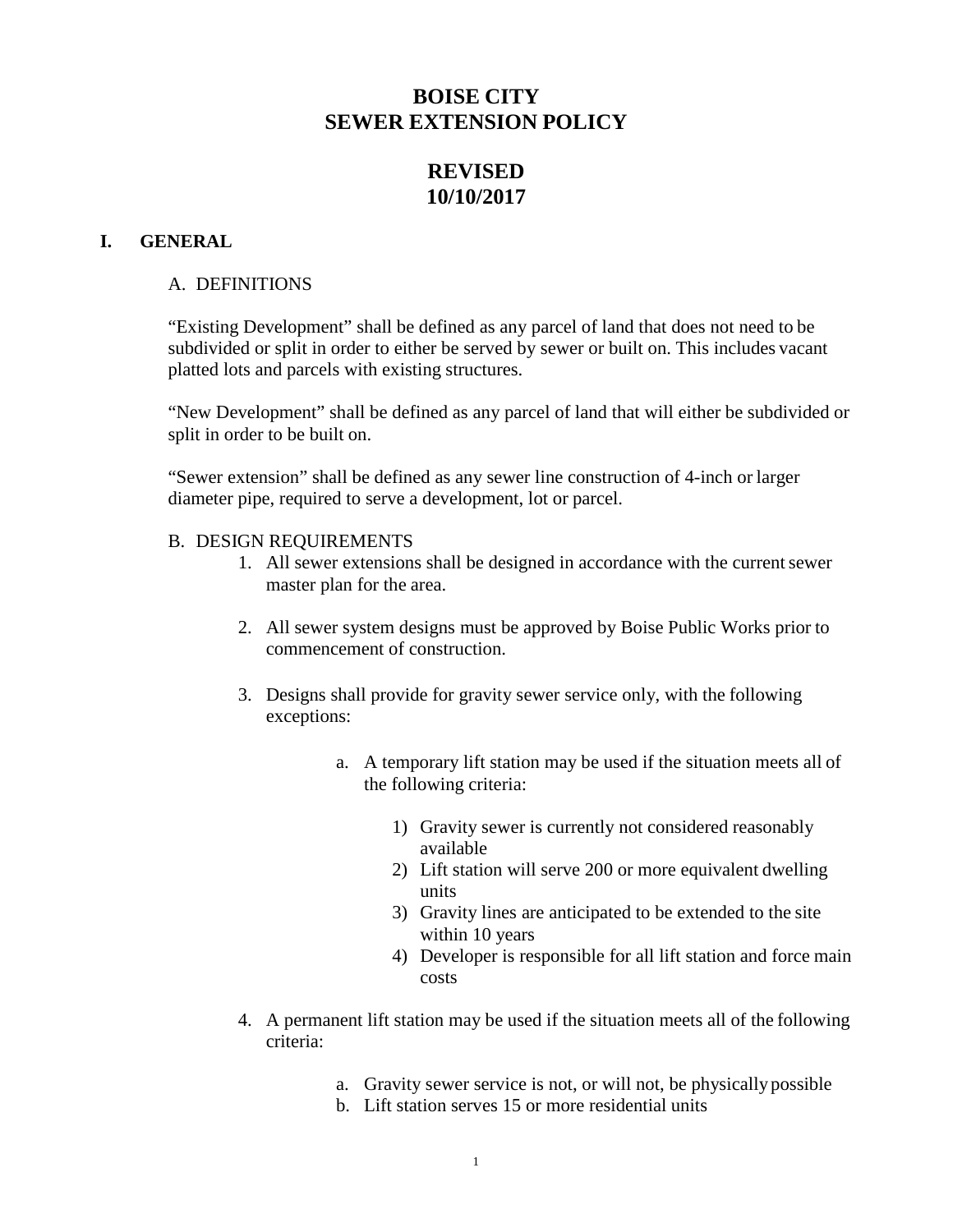# BOISE CITY
# SEWER EXTENSION POLICY

# REVISED
# 10/10/2017

## I. GENERAL

### A. DEFINITIONS

“Existing Development” shall be defined as any parcel of land that does not need to be subdivided or split in order to either be served by sewer or built on. This includes vacant platted lots and parcels with existing structures.

“New Development” shall be defined as any parcel of land that will either be subdivided or split in order to be built on.

“Sewer extension” shall be defined as any sewer line construction of 4-inch or larger diameter pipe, required to serve a development, lot or parcel.

### B. DESIGN REQUIREMENTS

1. All sewer extensions shall be designed in accordance with the current sewer master plan for the area.

2. All sewer system designs must be approved by Boise Public Works prior to commencement of construction.

3. Designs shall provide for gravity sewer service only, with the following exceptions:

   a. A temporary lift station may be used if the situation meets all of the following criteria:

      1) Gravity sewer is currently not considered reasonably available
      2) Lift station will serve 200 or more equivalent dwelling units
      3) Gravity lines are anticipated to be extended to the site within 10 years
      4) Developer is responsible for all lift station and force main costs

4. A permanent lift station may be used if the situation meets all of the following criteria:

   a. Gravity sewer service is not, or will not, be physically possible
   b. Lift station serves 15 or more residential units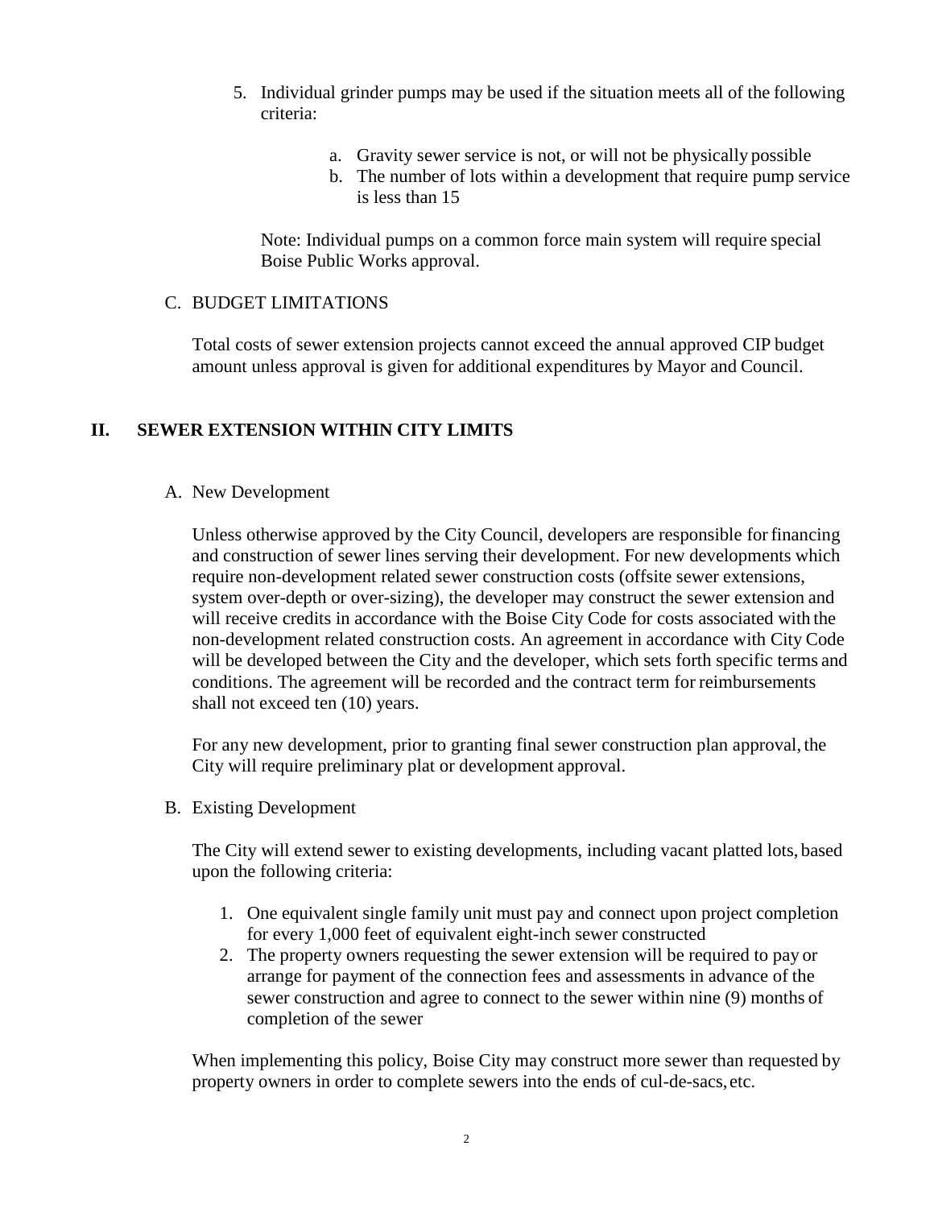5. Individual grinder pumps may be used if the situation meets all of the following criteria:

    a. Gravity sewer service is not, or will not be physically possible
    b. The number of lots within a development that require pump service is less than 15

    Note: Individual pumps on a common force main system will require special Boise Public Works approval.

C. BUDGET LIMITATIONS

Total costs of sewer extension projects cannot exceed the annual approved CIP budget amount unless approval is given for additional expenditures by Mayor and Council.

## II. SEWER EXTENSION WITHIN CITY LIMITS

A. New Development

Unless otherwise approved by the City Council, developers are responsible for financing and construction of sewer lines serving their development. For new developments which require non-development related sewer construction costs (offsite sewer extensions, system over-depth or over-sizing), the developer may construct the sewer extension and will receive credits in accordance with the Boise City Code for costs associated with the non-development related construction costs. An agreement in accordance with City Code will be developed between the City and the developer, which sets forth specific terms and conditions. The agreement will be recorded and the contract term for reimbursements shall not exceed ten (10) years.

For any new development, prior to granting final sewer construction plan approval, the City will require preliminary plat or development approval.

B. Existing Development

The City will extend sewer to existing developments, including vacant platted lots, based upon the following criteria:

1. One equivalent single family unit must pay and connect upon project completion for every 1,000 feet of equivalent eight-inch sewer constructed
2. The property owners requesting the sewer extension will be required to pay or arrange for payment of the connection fees and assessments in advance of the sewer construction and agree to connect to the sewer within nine (9) months of completion of the sewer

When implementing this policy, Boise City may construct more sewer than requested by property owners in order to complete sewers into the ends of cul-de-sacs, etc.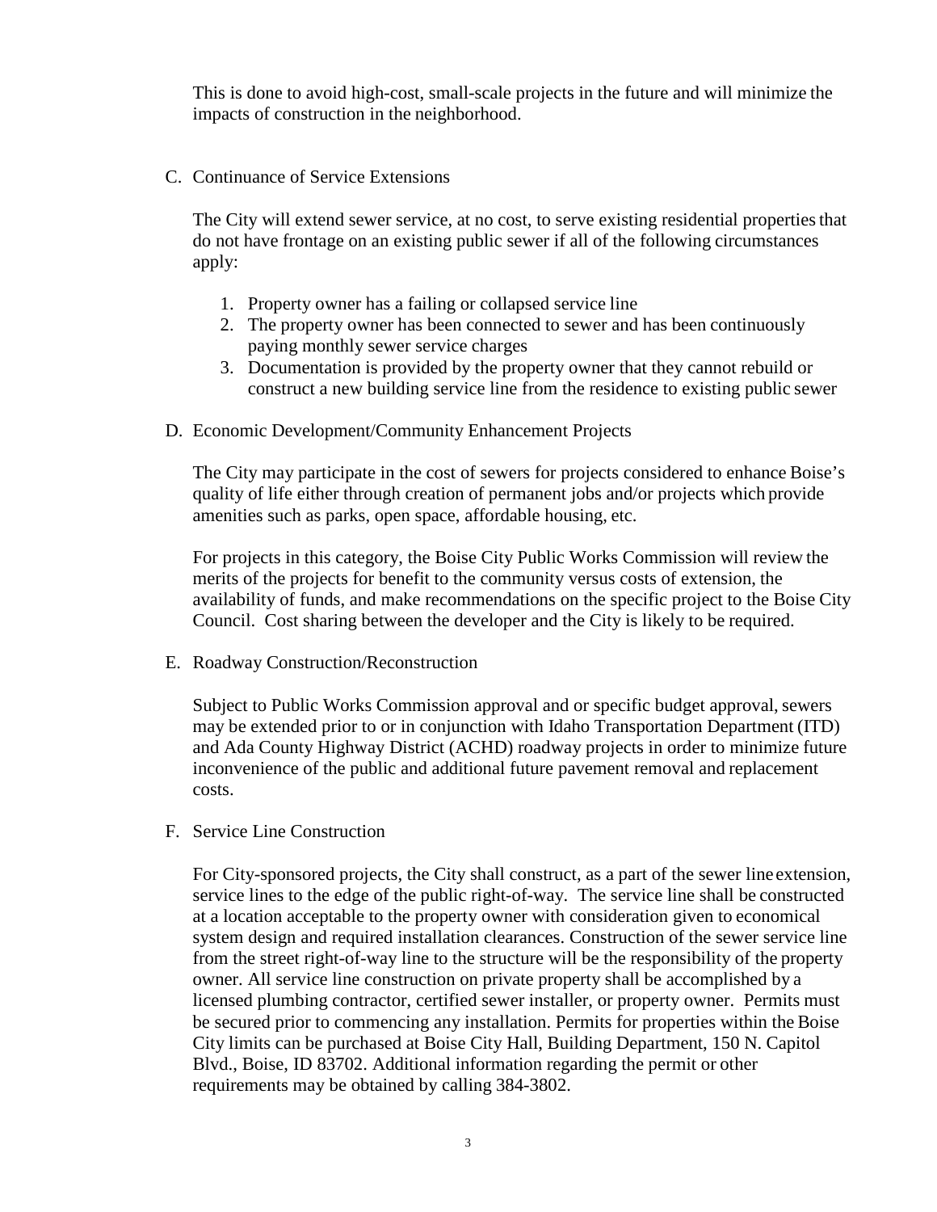This is done to avoid high-cost, small-scale projects in the future and will minimize the impacts of construction in the neighborhood.

C. Continuance of Service Extensions

The City will extend sewer service, at no cost, to serve existing residential properties that do not have frontage on an existing public sewer if all of the following circumstances apply:

1. Property owner has a failing or collapsed service line
2. The property owner has been connected to sewer and has been continuously paying monthly sewer service charges
3. Documentation is provided by the property owner that they cannot rebuild or construct a new building service line from the residence to existing public sewer

D. Economic Development/Community Enhancement Projects

The City may participate in the cost of sewers for projects considered to enhance Boise's quality of life either through creation of permanent jobs and/or projects which provide amenities such as parks, open space, affordable housing, etc.

For projects in this category, the Boise City Public Works Commission will review the merits of the projects for benefit to the community versus costs of extension, the availability of funds, and make recommendations on the specific project to the Boise City Council. Cost sharing between the developer and the City is likely to be required.

E. Roadway Construction/Reconstruction

Subject to Public Works Commission approval and or specific budget approval, sewers may be extended prior to or in conjunction with Idaho Transportation Department (ITD) and Ada County Highway District (ACHD) roadway projects in order to minimize future inconvenience of the public and additional future pavement removal and replacement costs.

F. Service Line Construction

For City-sponsored projects, the City shall construct, as a part of the sewer line extension, service lines to the edge of the public right-of-way. The service line shall be constructed at a location acceptable to the property owner with consideration given to economical system design and required installation clearances. Construction of the sewer service line from the street right-of-way line to the structure will be the responsibility of the property owner. All service line construction on private property shall be accomplished by a licensed plumbing contractor, certified sewer installer, or property owner. Permits must be secured prior to commencing any installation. Permits for properties within the Boise City limits can be purchased at Boise City Hall, Building Department, 150 N. Capitol Blvd., Boise, ID 83702. Additional information regarding the permit or other requirements may be obtained by calling 384-3802.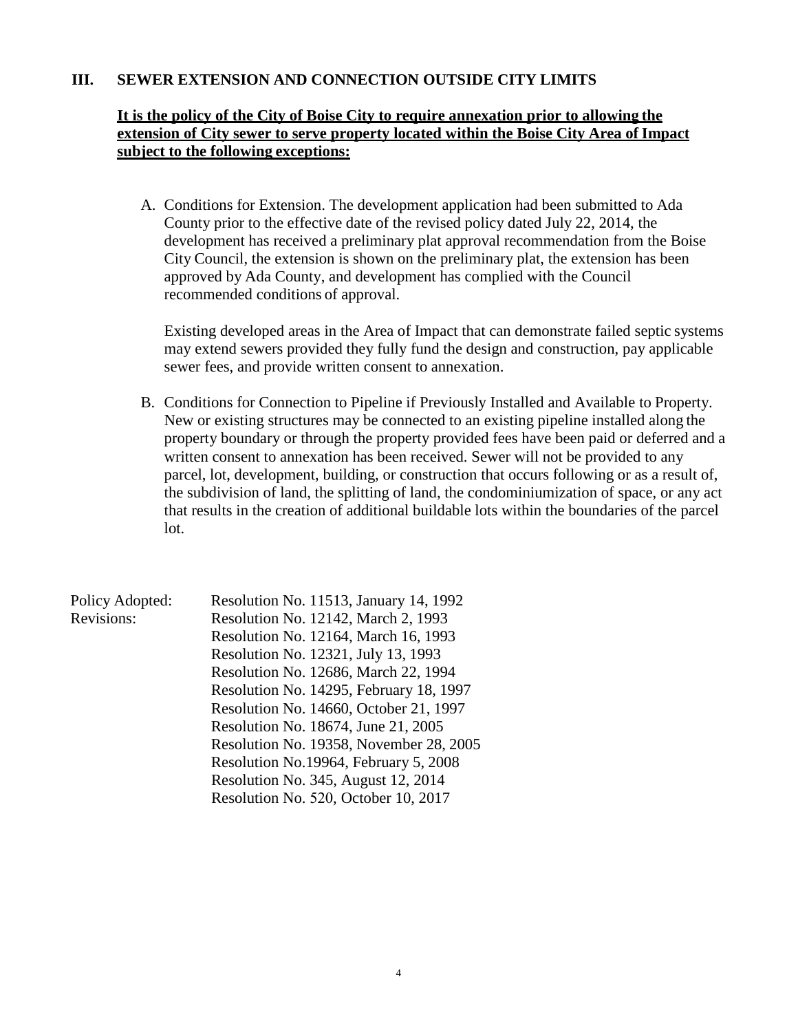## III. SEWER EXTENSION AND CONNECTION OUTSIDE CITY LIMITS

**It is the policy of the City of Boise City to require annexation prior to allowing the extension of City sewer to serve property located within the Boise City Area of Impact subject to the following exceptions:**

A. Conditions for Extension. The development application had been submitted to Ada County prior to the effective date of the revised policy dated July 22, 2014, the development has received a preliminary plat approval recommendation from the Boise City Council, the extension is shown on the preliminary plat, the extension has been approved by Ada County, and development has complied with the Council recommended conditions of approval.

   Existing developed areas in the Area of Impact that can demonstrate failed septic systems may extend sewers provided they fully fund the design and construction, pay applicable sewer fees, and provide written consent to annexation.

B. Conditions for Connection to Pipeline if Previously Installed and Available to Property. New or existing structures may be connected to an existing pipeline installed along the property boundary or through the property provided fees have been paid or deferred and a written consent to annexation has been received. Sewer will not be provided to any parcel, lot, development, building, or construction that occurs following or as a result of, the subdivision of land, the splitting of land, the condominiumization of space, or any act that results in the creation of additional buildable lots within the boundaries of the parcel lot.

| | |
|---|---|
| Policy Adopted: | Resolution No. 11513, January 14, 1992 |
| Revisions: | Resolution No. 12142, March 2, 1993 |
| | Resolution No. 12164, March 16, 1993 |
| | Resolution No. 12321, July 13, 1993 |
| | Resolution No. 12686, March 22, 1994 |
| | Resolution No. 14295, February 18, 1997 |
| | Resolution No. 14660, October 21, 1997 |
| | Resolution No. 18674, June 21, 2005 |
| | Resolution No. 19358, November 28, 2005 |
| | Resolution No.19964, February 5, 2008 |
| | Resolution No. 345, August 12, 2014 |
| | Resolution No. 520, October 10, 2017 |